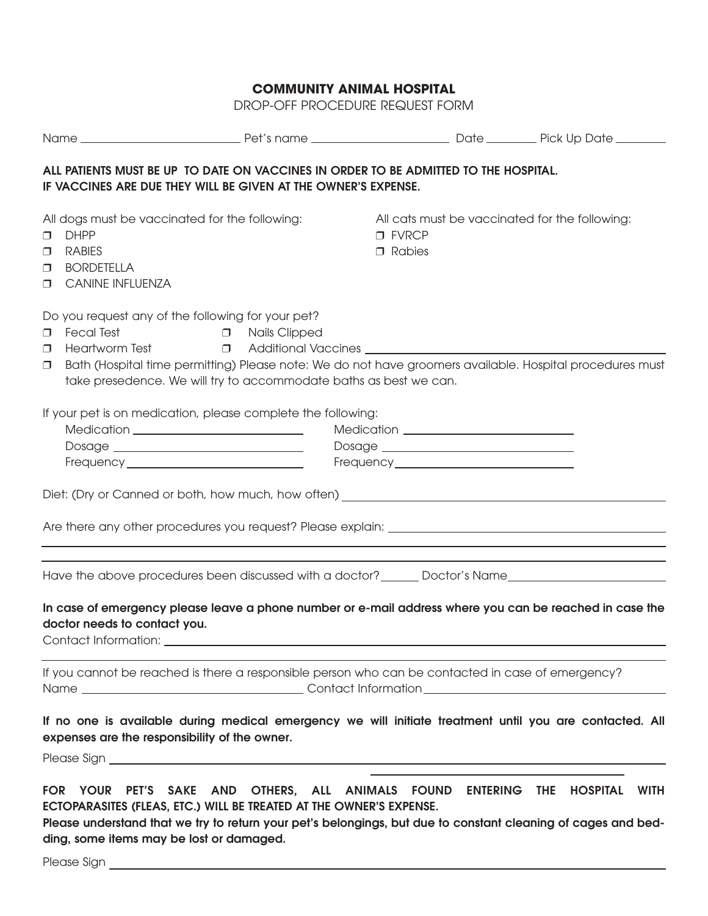**COMMUNITY ANIMAL HOSPITAL**

DROP-OFF PROCEDURE REQUEST FORM

Name ____________________ Pet's name ____________________ Date ________ Pick Up Date ________

**ALL PATIENTS MUST BE UP TO DATE ON VACCINES IN ORDER TO BE ADMITTED TO THE HOSPITAL.**
**IF VACCINES ARE DUE THEY WILL BE GIVEN AT THE OWNER'S EXPENSE.**

All dogs must be vaccinated for the following:

- ❒ DHPP
- ❒ RABIES
- ❒ BORDETELLA
- ❒ CANINE INFLUENZA

All cats must be vaccinated for the following:

- ❒ FVRCP
- ❒ Rabies

Do you request any of the following for your pet?

- ❒ Fecal Test
- ❒ Nails Clipped
- ❒ Heartworm Test
- ❒ Additional Vaccines ____________________
- ❒ Bath (Hospital time permitting) Please note: We do not have groomers available. Hospital procedures must take presedence. We will try to accommodate baths as best we can.

If your pet is on medication, please complete the following:

Medication ____________________ Medication ____________________
Dosage ____________________ Dosage ____________________
Frequency ____________________ Frequency ____________________

Diet: (Dry or Canned or both, how much, how often) ____________________

Are there any other procedures you request? Please explain: ____________________

____________________

____________________

Have the above procedures been discussed with a doctor? ______ Doctor's Name ____________________

**In case of emergency please leave a phone number or e-mail address where you can be reached in case the doctor needs to contact you.**

Contact Information: ____________________

____________________

If you cannot be reached is there a responsible person who can be contacted in case of emergency?
Name ____________________ Contact Information ____________________

**If no one is available during medical emergency we will initiate treatment until you are contacted. All expenses are the responsibility of the owner.**

Please Sign ____________________

**FOR YOUR PET'S SAKE AND OTHERS, ALL ANIMALS FOUND ENTERING THE HOSPITAL WITH ECTOPARASITES (FLEAS, ETC.) WILL BE TREATED AT THE OWNER'S EXPENSE.**
**Please understand that we try to return your pet's belongings, but due to constant cleaning of cages and bedding, some items may be lost or damaged.**

Please Sign ____________________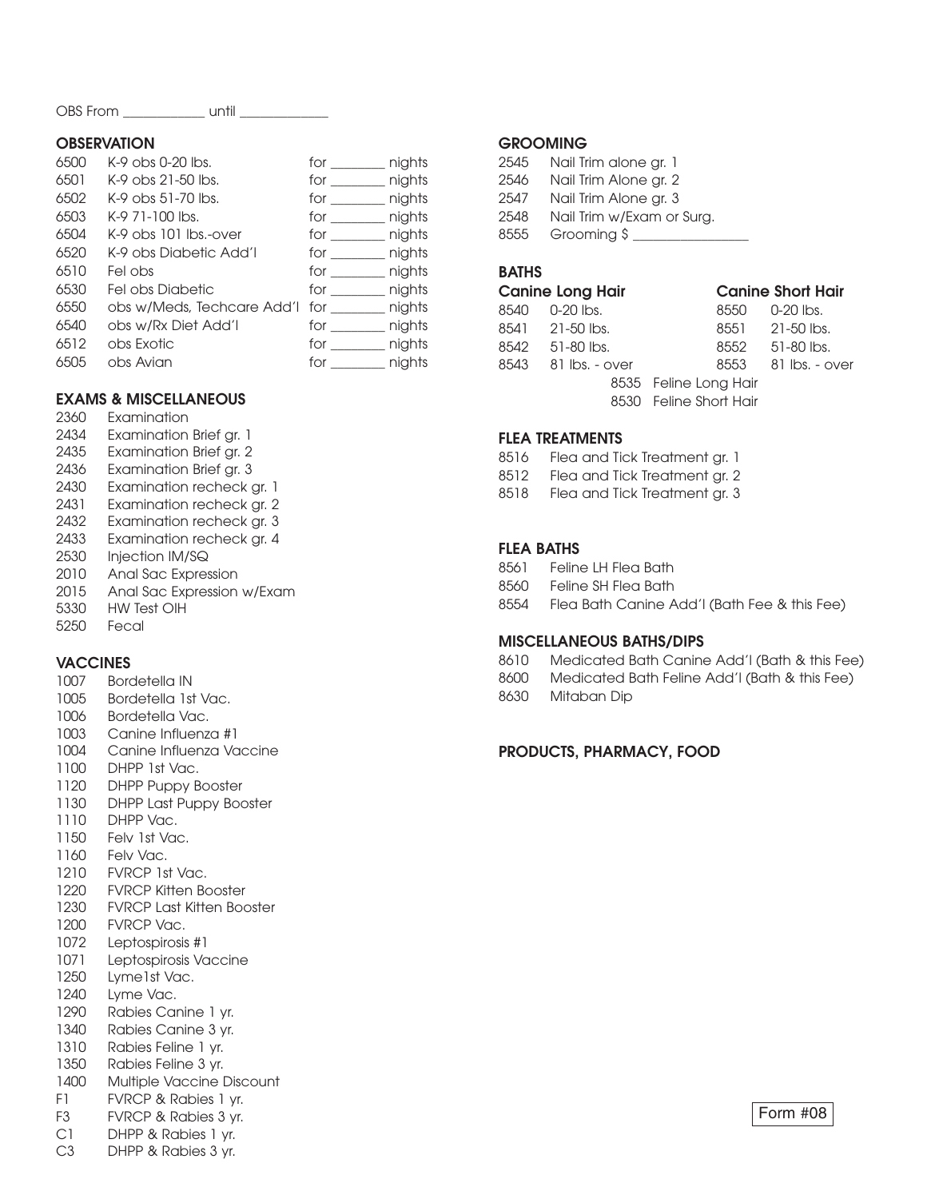OBS From ____________ until _____________

### OBSERVATION

| | | |
|---|---|---|
| 6500 | K-9 obs 0-20 lbs. | for ________ nights |
| 6501 | K-9 obs 21-50 lbs. | for ________ nights |
| 6502 | K-9 obs 51-70 lbs. | for ________ nights |
| 6503 | K-9 71-100 lbs. | for ________ nights |
| 6504 | K-9 obs 101 lbs.-over | for ________ nights |
| 6520 | K-9 obs Diabetic Add'l | for ________ nights |
| 6510 | Fel obs | for ________ nights |
| 6530 | Fel obs Diabetic | for ________ nights |
| 6550 | obs w/Meds, Techcare Add'l | for ________ nights |
| 6540 | obs w/Rx Diet Add'l | for ________ nights |
| 6512 | obs Exotic | for ________ nights |
| 6505 | obs Avian | for ________ nights |

### EXAMS & MISCELLANEOUS

2360 Examination
2434 Examination Brief gr. 1
2435 Examination Brief gr. 2
2436 Examination Brief gr. 3
2430 Examination recheck gr. 1
2431 Examination recheck gr. 2
2432 Examination recheck gr. 3
2433 Examination recheck gr. 4
2530 Injection IM/SQ
2010 Anal Sac Expression
2015 Anal Sac Expression w/Exam
5330 HW Test OIH
5250 Fecal

### VACCINES

1007 Bordetella IN
1005 Bordetella 1st Vac.
1006 Bordetella Vac.
1003 Canine Influenza #1
1004 Canine Influenza Vaccine
1100 DHPP 1st Vac.
1120 DHPP Puppy Booster
1130 DHPP Last Puppy Booster
1110 DHPP Vac.
1150 Felv 1st Vac.
1160 Felv Vac.
1210 FVRCP 1st Vac.
1220 FVRCP Kitten Booster
1230 FVRCP Last Kitten Booster
1200 FVRCP Vac.
1072 Leptospirosis #1
1071 Leptospirosis Vaccine
1250 Lyme1st Vac.
1240 Lyme Vac.
1290 Rabies Canine 1 yr.
1340 Rabies Canine 3 yr.
1310 Rabies Feline 1 yr.
1350 Rabies Feline 3 yr.
1400 Multiple Vaccine Discount
F1 FVRCP & Rabies 1 yr.
F3 FVRCP & Rabies 3 yr.
C1 DHPP & Rabies 1 yr.
C3 DHPP & Rabies 3 yr.

### GROOMING

2545 Nail Trim alone gr. 1
2546 Nail Trim Alone gr. 2
2547 Nail Trim Alone gr. 3
2548 Nail Trim w/Exam or Surg.
8555 Grooming $ ________________

### BATHS

| Canine Long Hair | | Canine Short Hair | |
|---|---|---|---|
| 8540 | 0-20 lbs. | 8550 | 0-20 lbs. |
| 8541 | 21-50 lbs. | 8551 | 21-50 lbs. |
| 8542 | 51-80 lbs. | 8552 | 51-80 lbs. |
| 8543 | 81 lbs. - over | 8553 | 81 lbs. - over |

8535 Feline Long Hair
8530 Feline Short Hair

### FLEA TREATMENTS

8516 Flea and Tick Treatment gr. 1
8512 Flea and Tick Treatment gr. 2
8518 Flea and Tick Treatment gr. 3

### FLEA BATHS

8561 Feline LH Flea Bath
8560 Feline SH Flea Bath
8554 Flea Bath Canine Add'l (Bath Fee & this Fee)

### MISCELLANEOUS BATHS/DIPS

8610 Medicated Bath Canine Add'l (Bath & this Fee)
8600 Medicated Bath Feline Add'l (Bath & this Fee)
8630 Mitaban Dip

### PRODUCTS, PHARMACY, FOOD

Form #08